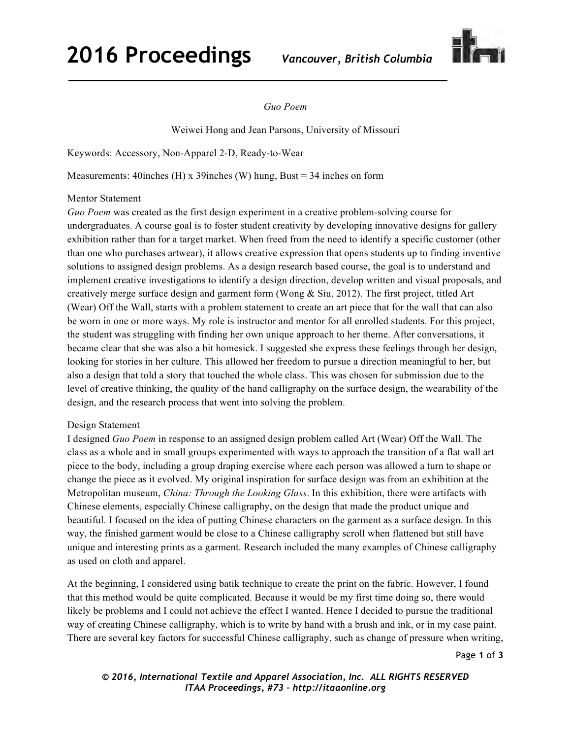*Guo Poem*

Weiwei Hong and Jean Parsons, University of Missouri

Keywords: Accessory, Non-Apparel 2-D, Ready-to-Wear

Measurements: 40inches (H) x 39inches (W) hung, Bust = 34 inches on form

Mentor Statement

*Guo Poem* was created as the first design experiment in a creative problem-solving course for undergraduates. A course goal is to foster student creativity by developing innovative designs for gallery exhibition rather than for a target market. When freed from the need to identify a specific customer (other than one who purchases artwear), it allows creative expression that opens students up to finding inventive solutions to assigned design problems. As a design research based course, the goal is to understand and implement creative investigations to identify a design direction, develop written and visual proposals, and creatively merge surface design and garment form (Wong & Siu, 2012). The first project, titled Art (Wear) Off the Wall, starts with a problem statement to create an art piece that for the wall that can also be worn in one or more ways. My role is instructor and mentor for all enrolled students. For this project, the student was struggling with finding her own unique approach to her theme. After conversations, it became clear that she was also a bit homesick. I suggested she express these feelings through her design, looking for stories in her culture. This allowed her freedom to pursue a direction meaningful to her, but also a design that told a story that touched the whole class. This was chosen for submission due to the level of creative thinking, the quality of the hand calligraphy on the surface design, the wearability of the design, and the research process that went into solving the problem.

Design Statement

I designed *Guo Poem* in response to an assigned design problem called Art (Wear) Off the Wall. The class as a whole and in small groups experimented with ways to approach the transition of a flat wall art piece to the body, including a group draping exercise where each person was allowed a turn to shape or change the piece as it evolved. My original inspiration for surface design was from an exhibition at the Metropolitan museum, *China: Through the Looking Glass*. In this exhibition, there were artifacts with Chinese elements, especially Chinese calligraphy, on the design that made the product unique and beautiful. I focused on the idea of putting Chinese characters on the garment as a surface design. In this way, the finished garment would be close to a Chinese calligraphy scroll when flattened but still have unique and interesting prints as a garment. Research included the many examples of Chinese calligraphy as used on cloth and apparel.

At the beginning, I considered using batik technique to create the print on the fabric. However, I found that this method would be quite complicated. Because it would be my first time doing so, there would likely be problems and I could not achieve the effect I wanted. Hence I decided to pursue the traditional way of creating Chinese calligraphy, which is to write by hand with a brush and ink, or in my case paint. There are several key factors for successful Chinese calligraphy, such as change of pressure when writing,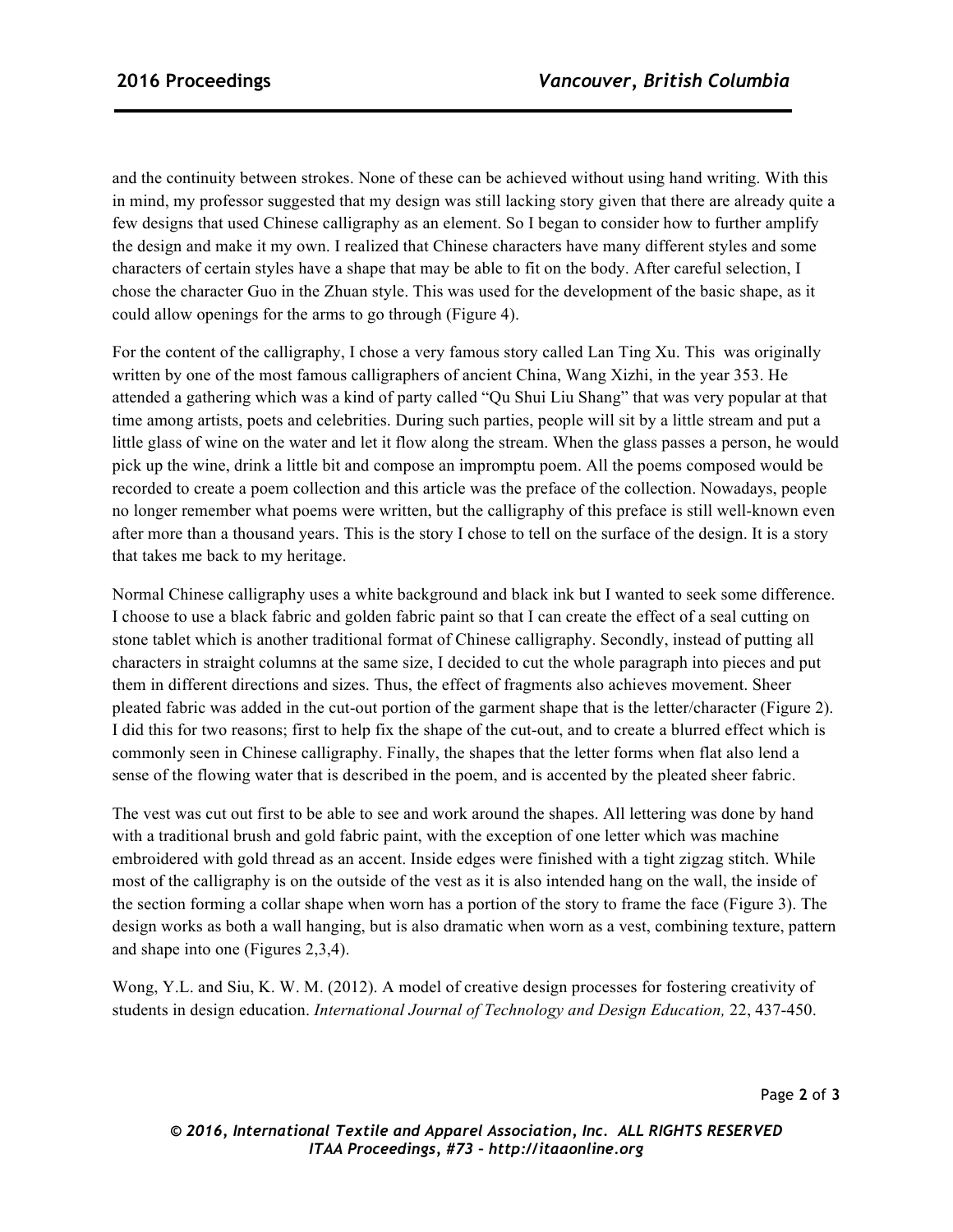and the continuity between strokes. None of these can be achieved without using hand writing. With this in mind, my professor suggested that my design was still lacking story given that there are already quite a few designs that used Chinese calligraphy as an element. So I began to consider how to further amplify the design and make it my own. I realized that Chinese characters have many different styles and some characters of certain styles have a shape that may be able to fit on the body. After careful selection, I chose the character Guo in the Zhuan style. This was used for the development of the basic shape, as it could allow openings for the arms to go through (Figure 4).

For the content of the calligraphy, I chose a very famous story called Lan Ting Xu. This was originally written by one of the most famous calligraphers of ancient China, Wang Xizhi, in the year 353. He attended a gathering which was a kind of party called "Qu Shui Liu Shang" that was very popular at that time among artists, poets and celebrities. During such parties, people will sit by a little stream and put a little glass of wine on the water and let it flow along the stream. When the glass passes a person, he would pick up the wine, drink a little bit and compose an impromptu poem. All the poems composed would be recorded to create a poem collection and this article was the preface of the collection. Nowadays, people no longer remember what poems were written, but the calligraphy of this preface is still well-known even after more than a thousand years. This is the story I chose to tell on the surface of the design. It is a story that takes me back to my heritage.

Normal Chinese calligraphy uses a white background and black ink but I wanted to seek some difference. I choose to use a black fabric and golden fabric paint so that I can create the effect of a seal cutting on stone tablet which is another traditional format of Chinese calligraphy. Secondly, instead of putting all characters in straight columns at the same size, I decided to cut the whole paragraph into pieces and put them in different directions and sizes. Thus, the effect of fragments also achieves movement. Sheer pleated fabric was added in the cut-out portion of the garment shape that is the letter/character (Figure 2). I did this for two reasons; first to help fix the shape of the cut-out, and to create a blurred effect which is commonly seen in Chinese calligraphy. Finally, the shapes that the letter forms when flat also lend a sense of the flowing water that is described in the poem, and is accented by the pleated sheer fabric.

The vest was cut out first to be able to see and work around the shapes. All lettering was done by hand with a traditional brush and gold fabric paint, with the exception of one letter which was machine embroidered with gold thread as an accent. Inside edges were finished with a tight zigzag stitch. While most of the calligraphy is on the outside of the vest as it is also intended hang on the wall, the inside of the section forming a collar shape when worn has a portion of the story to frame the face (Figure 3). The design works as both a wall hanging, but is also dramatic when worn as a vest, combining texture, pattern and shape into one (Figures 2,3,4).

Wong, Y.L. and Siu, K. W. M. (2012). A model of creative design processes for fostering creativity of students in design education. *International Journal of Technology and Design Education,* 22, 437-450.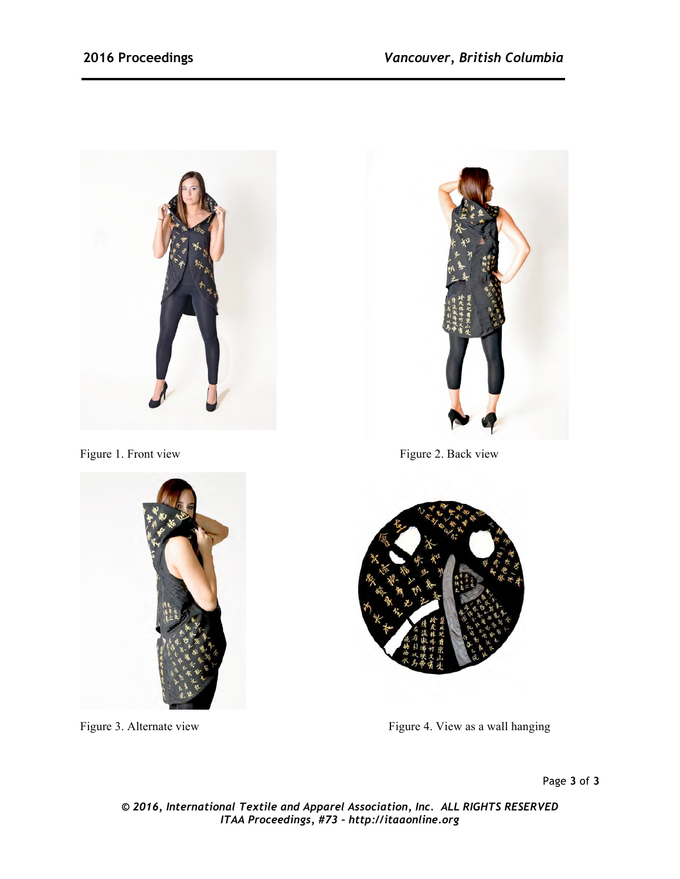Figure 1. Front view

Figure 2. Back view

Figure 3. Alternate view

Figure 4. View as a wall hanging